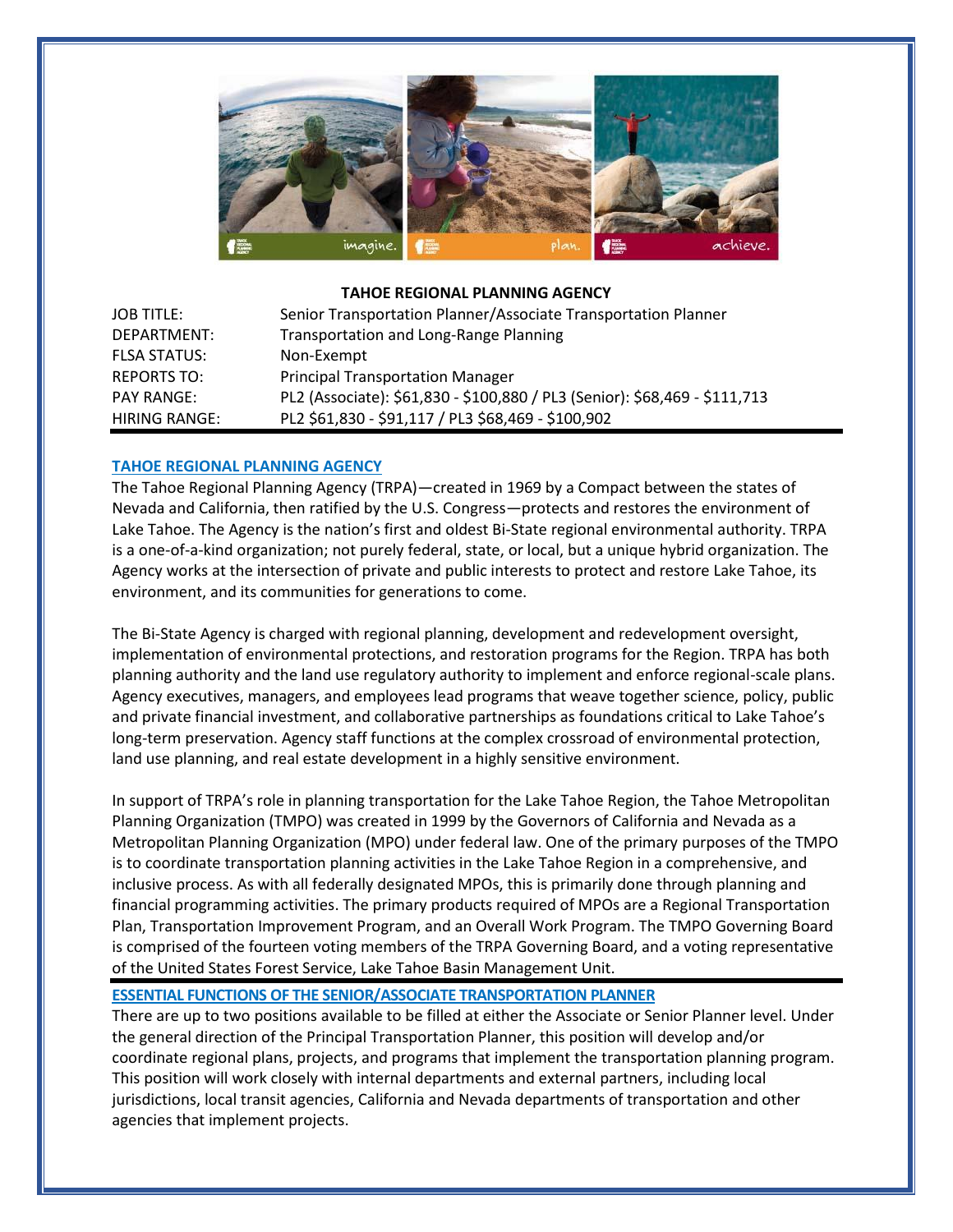**TAHOE REGIONAL PLANNING AGENCY**

| | |
|---|---|
| JOB TITLE: | Senior Transportation Planner/Associate Transportation Planner |
| DEPARTMENT: | Transportation and Long-Range Planning |
| FLSA STATUS: | Non-Exempt |
| REPORTS TO: | Principal Transportation Manager |
| PAY RANGE: | PL2 (Associate): $61,830 - $100,880 / PL3 (Senior): $68,469 - $111,713 |
| HIRING RANGE: | PL2 $61,830 - $91,117 / PL3 $68,469 - $100,902 |

## TAHOE REGIONAL PLANNING AGENCY

The Tahoe Regional Planning Agency (TRPA)—created in 1969 by a Compact between the states of Nevada and California, then ratified by the U.S. Congress—protects and restores the environment of Lake Tahoe. The Agency is the nation's first and oldest Bi-State regional environmental authority. TRPA is a one-of-a-kind organization; not purely federal, state, or local, but a unique hybrid organization. The Agency works at the intersection of private and public interests to protect and restore Lake Tahoe, its environment, and its communities for generations to come.

The Bi-State Agency is charged with regional planning, development and redevelopment oversight, implementation of environmental protections, and restoration programs for the Region. TRPA has both planning authority and the land use regulatory authority to implement and enforce regional-scale plans. Agency executives, managers, and employees lead programs that weave together science, policy, public and private financial investment, and collaborative partnerships as foundations critical to Lake Tahoe's long-term preservation. Agency staff functions at the complex crossroad of environmental protection, land use planning, and real estate development in a highly sensitive environment.

In support of TRPA's role in planning transportation for the Lake Tahoe Region, the Tahoe Metropolitan Planning Organization (TMPO) was created in 1999 by the Governors of California and Nevada as a Metropolitan Planning Organization (MPO) under federal law. One of the primary purposes of the TMPO is to coordinate transportation planning activities in the Lake Tahoe Region in a comprehensive, and inclusive process. As with all federally designated MPOs, this is primarily done through planning and financial programming activities. The primary products required of MPOs are a Regional Transportation Plan, Transportation Improvement Program, and an Overall Work Program. The TMPO Governing Board is comprised of the fourteen voting members of the TRPA Governing Board, and a voting representative of the United States Forest Service, Lake Tahoe Basin Management Unit.

## ESSENTIAL FUNCTIONS OF THE SENIOR/ASSOCIATE TRANSPORTATION PLANNER

There are up to two positions available to be filled at either the Associate or Senior Planner level. Under the general direction of the Principal Transportation Planner, this position will develop and/or coordinate regional plans, projects, and programs that implement the transportation planning program. This position will work closely with internal departments and external partners, including local jurisdictions, local transit agencies, California and Nevada departments of transportation and other agencies that implement projects.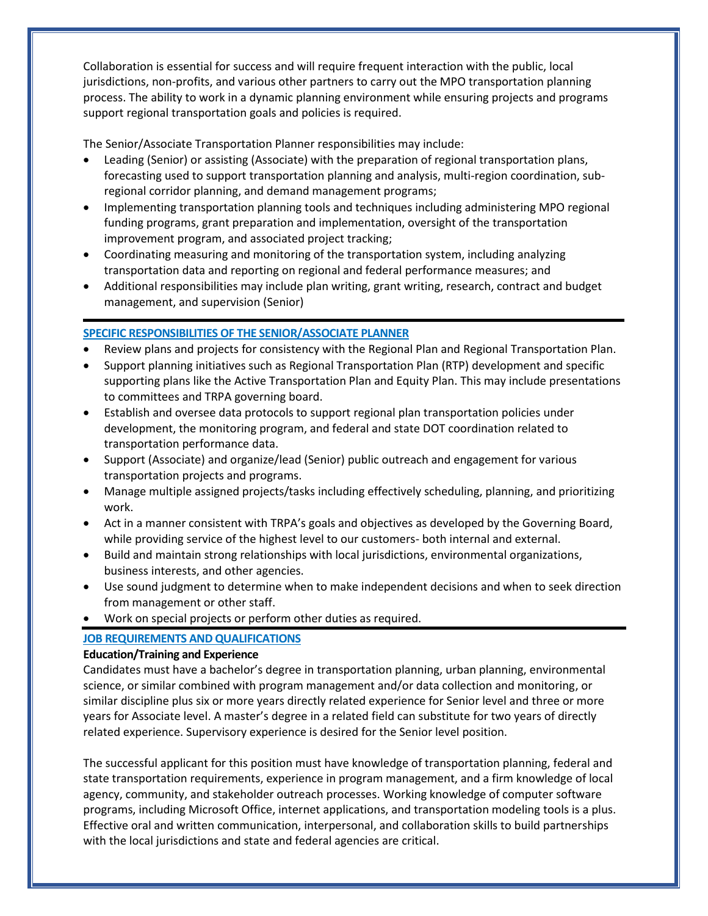Collaboration is essential for success and will require frequent interaction with the public, local jurisdictions, non-profits, and various other partners to carry out the MPO transportation planning process. The ability to work in a dynamic planning environment while ensuring projects and programs support regional transportation goals and policies is required.

The Senior/Associate Transportation Planner responsibilities may include:

- Leading (Senior) or assisting (Associate) with the preparation of regional transportation plans, forecasting used to support transportation planning and analysis, multi-region coordination, sub-regional corridor planning, and demand management programs;
- Implementing transportation planning tools and techniques including administering MPO regional funding programs, grant preparation and implementation, oversight of the transportation improvement program, and associated project tracking;
- Coordinating measuring and monitoring of the transportation system, including analyzing transportation data and reporting on regional and federal performance measures; and
- Additional responsibilities may include plan writing, grant writing, research, contract and budget management, and supervision (Senior)

## SPECIFIC RESPONSIBILITIES OF THE SENIOR/ASSOCIATE PLANNER

- Review plans and projects for consistency with the Regional Plan and Regional Transportation Plan.
- Support planning initiatives such as Regional Transportation Plan (RTP) development and specific supporting plans like the Active Transportation Plan and Equity Plan. This may include presentations to committees and TRPA governing board.
- Establish and oversee data protocols to support regional plan transportation policies under development, the monitoring program, and federal and state DOT coordination related to transportation performance data.
- Support (Associate) and organize/lead (Senior) public outreach and engagement for various transportation projects and programs.
- Manage multiple assigned projects/tasks including effectively scheduling, planning, and prioritizing work.
- Act in a manner consistent with TRPA's goals and objectives as developed by the Governing Board, while providing service of the highest level to our customers- both internal and external.
- Build and maintain strong relationships with local jurisdictions, environmental organizations, business interests, and other agencies.
- Use sound judgment to determine when to make independent decisions and when to seek direction from management or other staff.
- Work on special projects or perform other duties as required.

## JOB REQUIREMENTS AND QUALIFICATIONS

**Education/Training and Experience**

Candidates must have a bachelor's degree in transportation planning, urban planning, environmental science, or similar combined with program management and/or data collection and monitoring, or similar discipline plus six or more years directly related experience for Senior level and three or more years for Associate level. A master's degree in a related field can substitute for two years of directly related experience. Supervisory experience is desired for the Senior level position.

The successful applicant for this position must have knowledge of transportation planning, federal and state transportation requirements, experience in program management, and a firm knowledge of local agency, community, and stakeholder outreach processes. Working knowledge of computer software programs, including Microsoft Office, internet applications, and transportation modeling tools is a plus. Effective oral and written communication, interpersonal, and collaboration skills to build partnerships with the local jurisdictions and state and federal agencies are critical.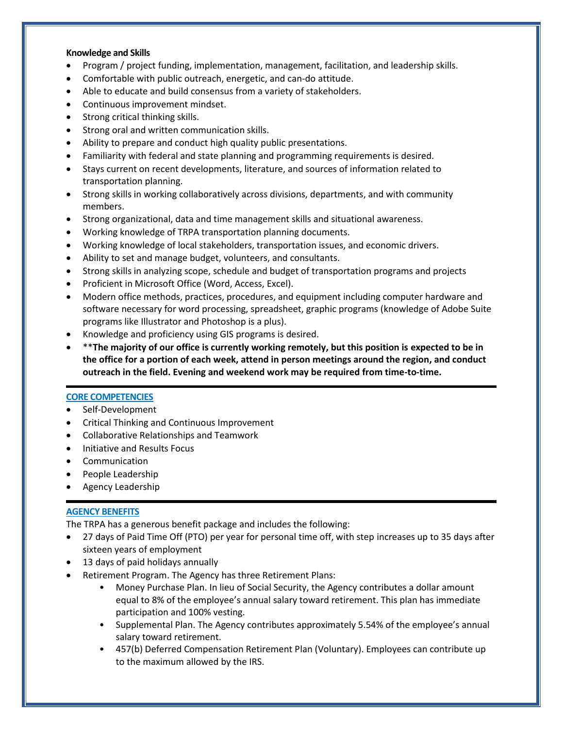**Knowledge and Skills**

- Program / project funding, implementation, management, facilitation, and leadership skills.
- Comfortable with public outreach, energetic, and can-do attitude.
- Able to educate and build consensus from a variety of stakeholders.
- Continuous improvement mindset.
- Strong critical thinking skills.
- Strong oral and written communication skills.
- Ability to prepare and conduct high quality public presentations.
- Familiarity with federal and state planning and programming requirements is desired.
- Stays current on recent developments, literature, and sources of information related to transportation planning.
- Strong skills in working collaboratively across divisions, departments, and with community members.
- Strong organizational, data and time management skills and situational awareness.
- Working knowledge of TRPA transportation planning documents.
- Working knowledge of local stakeholders, transportation issues, and economic drivers.
- Ability to set and manage budget, volunteers, and consultants.
- Strong skills in analyzing scope, schedule and budget of transportation programs and projects
- Proficient in Microsoft Office (Word, Access, Excel).
- Modern office methods, practices, procedures, and equipment including computer hardware and software necessary for word processing, spreadsheet, graphic programs (knowledge of Adobe Suite programs like Illustrator and Photoshop is a plus).
- Knowledge and proficiency using GIS programs is desired.
- **The majority of our office is currently working remotely, but this position is expected to be in the office for a portion of each week, attend in person meetings around the region, and conduct outreach in the field. Evening and weekend work may be required from time-to-time.**

## CORE COMPETENCIES

- Self-Development
- Critical Thinking and Continuous Improvement
- Collaborative Relationships and Teamwork
- Initiative and Results Focus
- Communication
- People Leadership
- Agency Leadership

## AGENCY BENEFITS

The TRPA has a generous benefit package and includes the following:

- 27 days of Paid Time Off (PTO) per year for personal time off, with step increases up to 35 days after sixteen years of employment
- 13 days of paid holidays annually
- Retirement Program. The Agency has three Retirement Plans:
  - Money Purchase Plan. In lieu of Social Security, the Agency contributes a dollar amount equal to 8% of the employee's annual salary toward retirement. This plan has immediate participation and 100% vesting.
  - Supplemental Plan. The Agency contributes approximately 5.54% of the employee's annual salary toward retirement.
  - 457(b) Deferred Compensation Retirement Plan (Voluntary). Employees can contribute up to the maximum allowed by the IRS.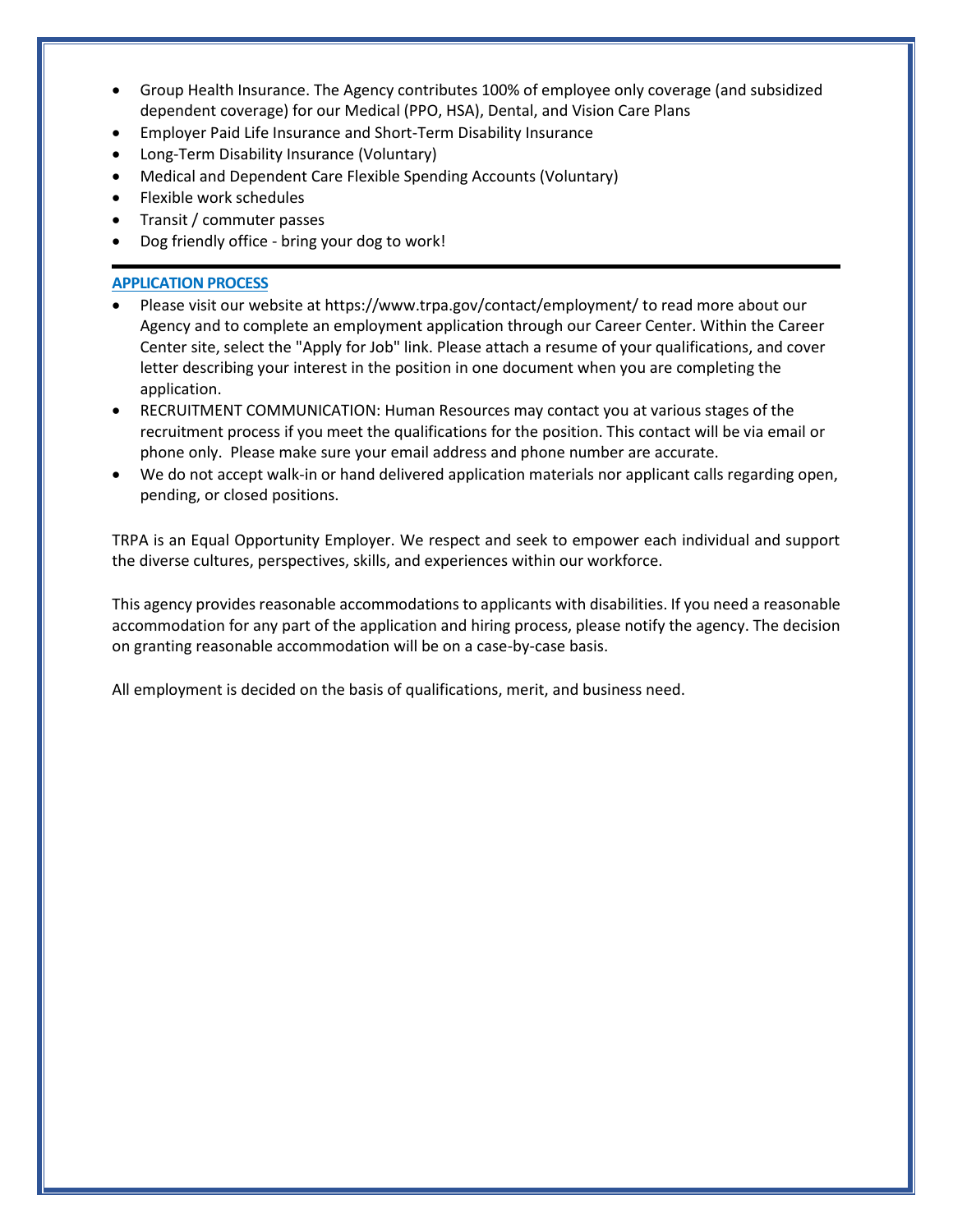- Group Health Insurance. The Agency contributes 100% of employee only coverage (and subsidized dependent coverage) for our Medical (PPO, HSA), Dental, and Vision Care Plans
- Employer Paid Life Insurance and Short-Term Disability Insurance
- Long-Term Disability Insurance (Voluntary)
- Medical and Dependent Care Flexible Spending Accounts (Voluntary)
- Flexible work schedules
- Transit / commuter passes
- Dog friendly office - bring your dog to work!

---

## APPLICATION PROCESS

- Please visit our website at https://www.trpa.gov/contact/employment/ to read more about our Agency and to complete an employment application through our Career Center. Within the Career Center site, select the "Apply for Job" link. Please attach a resume of your qualifications, and cover letter describing your interest in the position in one document when you are completing the application.
- RECRUITMENT COMMUNICATION: Human Resources may contact you at various stages of the recruitment process if you meet the qualifications for the position. This contact will be via email or phone only. Please make sure your email address and phone number are accurate.
- We do not accept walk-in or hand delivered application materials nor applicant calls regarding open, pending, or closed positions.

TRPA is an Equal Opportunity Employer. We respect and seek to empower each individual and support the diverse cultures, perspectives, skills, and experiences within our workforce.

This agency provides reasonable accommodations to applicants with disabilities. If you need a reasonable accommodation for any part of the application and hiring process, please notify the agency. The decision on granting reasonable accommodation will be on a case-by-case basis.

All employment is decided on the basis of qualifications, merit, and business need.